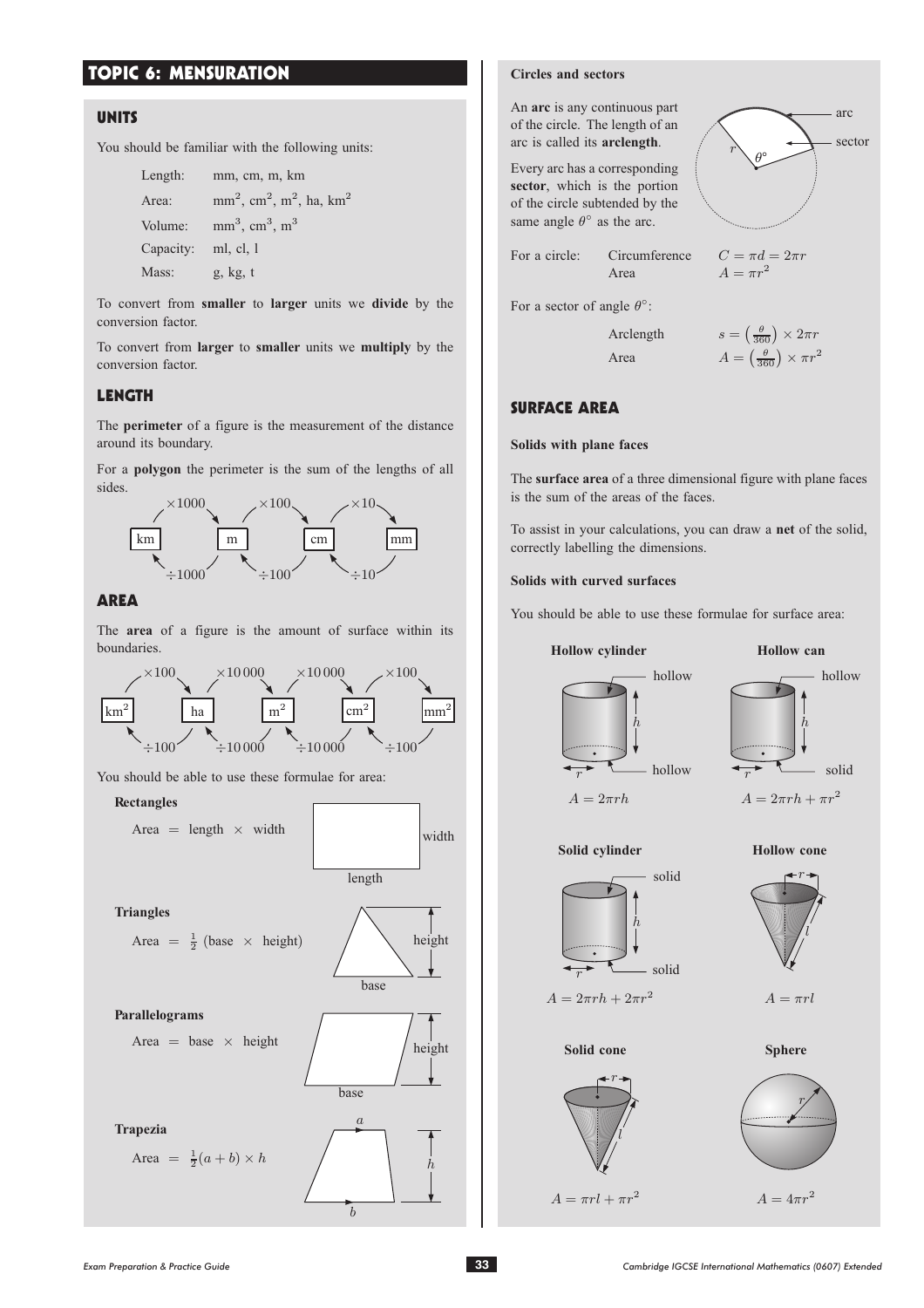# TOPIC 6: MENSURATION

## UNITS

You should be familiar with the following units:

| | |
|---|---|
| Length: | mm, cm, m, km |
| Area: | $mm^2$, $cm^2$, $m^2$, ha, $km^2$ |
| Volume: | $mm^3$, $cm^3$, $m^3$ |
| Capacity: | ml, cl, l |
| Mass: | g, kg, t |

To convert from **smaller** to **larger** units we **divide** by the conversion factor.

To convert from **larger** to **smaller** units we **multiply** by the conversion factor.

## LENGTH

The **perimeter** of a figure is the measurement of the distance around its boundary.

For a **polygon** the perimeter is the sum of the lengths of all sides.

km $\xrightarrow{\times 1000}$ m $\xrightarrow{\times 100}$ cm $\xrightarrow{\times 10}$ mm

mm $\xrightarrow{\div 10}$ cm $\xrightarrow{\div 100}$ m $\xrightarrow{\div 1000}$ km

## AREA

The **area** of a figure is the amount of surface within its boundaries.

$km^2$ $\xrightarrow{\times 100}$ ha $\xrightarrow{\times 10\,000}$ $m^2$ $\xrightarrow{\times 10\,000}$ $cm^2$ $\xrightarrow{\times 100}$ $mm^2$

$mm^2$ $\xrightarrow{\div 100}$ $cm^2$ $\xrightarrow{\div 10\,000}$ $m^2$ $\xrightarrow{\div 10\,000}$ ha $\xrightarrow{\div 100}$ $km^2$

You should be able to use these formulae for area:

**Rectangles**

Area = length × width

**Triangles**

Area = $\frac{1}{2}$ (base × height)

**Parallelograms**

Area = base × height

**Trapezia**

Area = $\frac{1}{2}(a+b) \times h$

**Circles and sectors**

An **arc** is any continuous part of the circle. The length of an arc is called its **arclength**.

Every arc has a corresponding **sector**, which is the portion of the circle subtended by the same angle $\theta°$ as the arc.

For a circle: Circumference $C = \pi d = 2\pi r$

Area $A = \pi r^2$

For a sector of angle $\theta°$:

Arclength $s = \left(\frac{\theta}{360}\right) \times 2\pi r$

Area $A = \left(\frac{\theta}{360}\right) \times \pi r^2$

## SURFACE AREA

**Solids with plane faces**

The **surface area** of a three dimensional figure with plane faces is the sum of the areas of the faces.

To assist in your calculations, you can draw a **net** of the solid, correctly labelling the dimensions.

**Solids with curved surfaces**

You should be able to use these formulae for surface area:

**Hollow cylinder** (hollow top, hollow bottom)

$A = 2\pi rh$

**Hollow can** (hollow top, solid bottom)

$A = 2\pi rh + \pi r^2$

**Solid cylinder** (solid top, solid bottom)

$A = 2\pi rh + 2\pi r^2$

**Hollow cone**

$A = \pi rl$

**Solid cone**

$A = \pi rl + \pi r^2$

**Sphere**

$A = 4\pi r^2$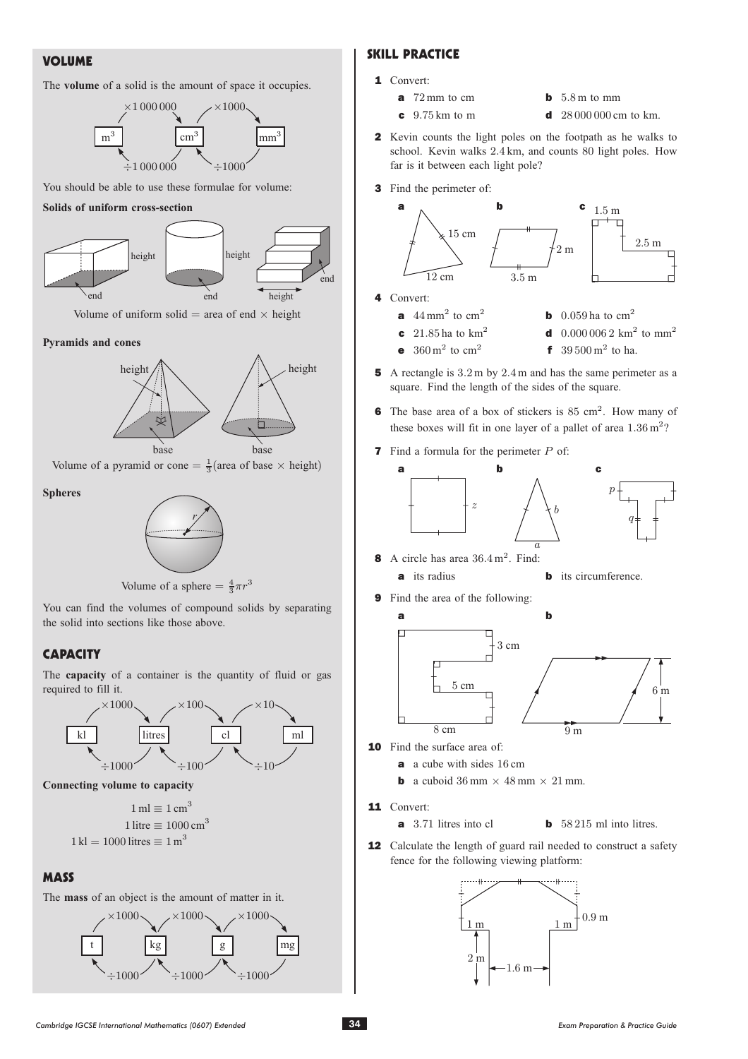## VOLUME

The **volume** of a solid is the amount of space it occupies.

$m^3 \xrightarrow{\times 1\,000\,000} cm^3 \xrightarrow{\times 1000} mm^3$

$mm^3 \xrightarrow{\div 1000} cm^3 \xrightarrow{\div 1\,000\,000} m^3$

You should be able to use these formulae for volume:

**Solids of uniform cross-section**

Volume of uniform solid = area of end × height

**Pyramids and cones**

Volume of a pyramid or cone = $\frac{1}{3}$(area of base × height)

**Spheres**

Volume of a sphere = $\frac{4}{3}\pi r^3$

You can find the volumes of compound solids by separating the solid into sections like those above.

## CAPACITY

The **capacity** of a container is the quantity of fluid or gas required to fill it.

kl $\xrightarrow{\times 1000}$ litres $\xrightarrow{\times 100}$ cl $\xrightarrow{\times 10}$ ml

ml $\xrightarrow{\div 10}$ cl $\xrightarrow{\div 100}$ litres $\xrightarrow{\div 1000}$ kl

**Connecting volume to capacity**

$$1\text{ ml} \equiv 1\text{ cm}^3$$
$$1\text{ litre} \equiv 1000\text{ cm}^3$$
$$1\text{ kl} = 1000\text{ litres} \equiv 1\text{ m}^3$$

## MASS

The **mass** of an object is the amount of matter in it.

t $\xrightarrow{\times 1000}$ kg $\xrightarrow{\times 1000}$ g $\xrightarrow{\times 1000}$ mg

mg $\xrightarrow{\div 1000}$ g $\xrightarrow{\div 1000}$ kg $\xrightarrow{\div 1000}$ t

## SKILL PRACTICE

**1** Convert:

- **a** 72 mm to cm
- **b** 5.8 m to mm
- **c** 9.75 km to m
- **d** 28 000 000 cm to km.

**2** Kevin counts the light poles on the footpath as he walks to school. Kevin walks 2.4 km, and counts 80 light poles. How far is it between each light pole?

**3** Find the perimeter of:

- **a** triangle with sides 15 cm, 12 cm
- **b** parallelogram with sides 2 m, 3.5 m
- **c** shape with 1.5 m, 2.5 m

**4** Convert:

- **a** $44\text{ mm}^2$ to $\text{cm}^2$
- **b** 0.059 ha to $\text{cm}^2$
- **c** 21.85 ha to $\text{km}^2$
- **d** $0.000\,006\,2\text{ km}^2$ to $\text{mm}^2$
- **e** $360\text{ m}^2$ to $\text{cm}^2$
- **f** $39\,500\text{ m}^2$ to ha.

**5** A rectangle is 3.2 m by 2.4 m and has the same perimeter as a square. Find the length of the sides of the square.

**6** The base area of a box of stickers is 85 $\text{cm}^2$. How many of these boxes will fit in one layer of a pallet of area $1.36\text{ m}^2$?

**7** Find a formula for the perimeter $P$ of:

- **a** square with side $z$
- **b** isosceles triangle with sides $b$, base $a$
- **c** T-shape with lengths $p$, $q$

**8** A circle has area $36.4\text{ m}^2$. Find:

- **a** its radius
- **b** its circumference.

**9** Find the area of the following:

- **a** shape with 3 cm, 5 cm, 8 cm
- **b** parallelogram with base 9 m, height 6 m

**10** Find the surface area of:

- **a** a cube with sides 16 cm
- **b** a cuboid 36 mm × 48 mm × 21 mm.

**11** Convert:

- **a** 3.71 litres into cl
- **b** 58 215 ml into litres.

**12** Calculate the length of guard rail needed to construct a safety fence for the following viewing platform:

(Diagram labels: 1 m, 1 m, 0.9 m, 2 m, 1.6 m)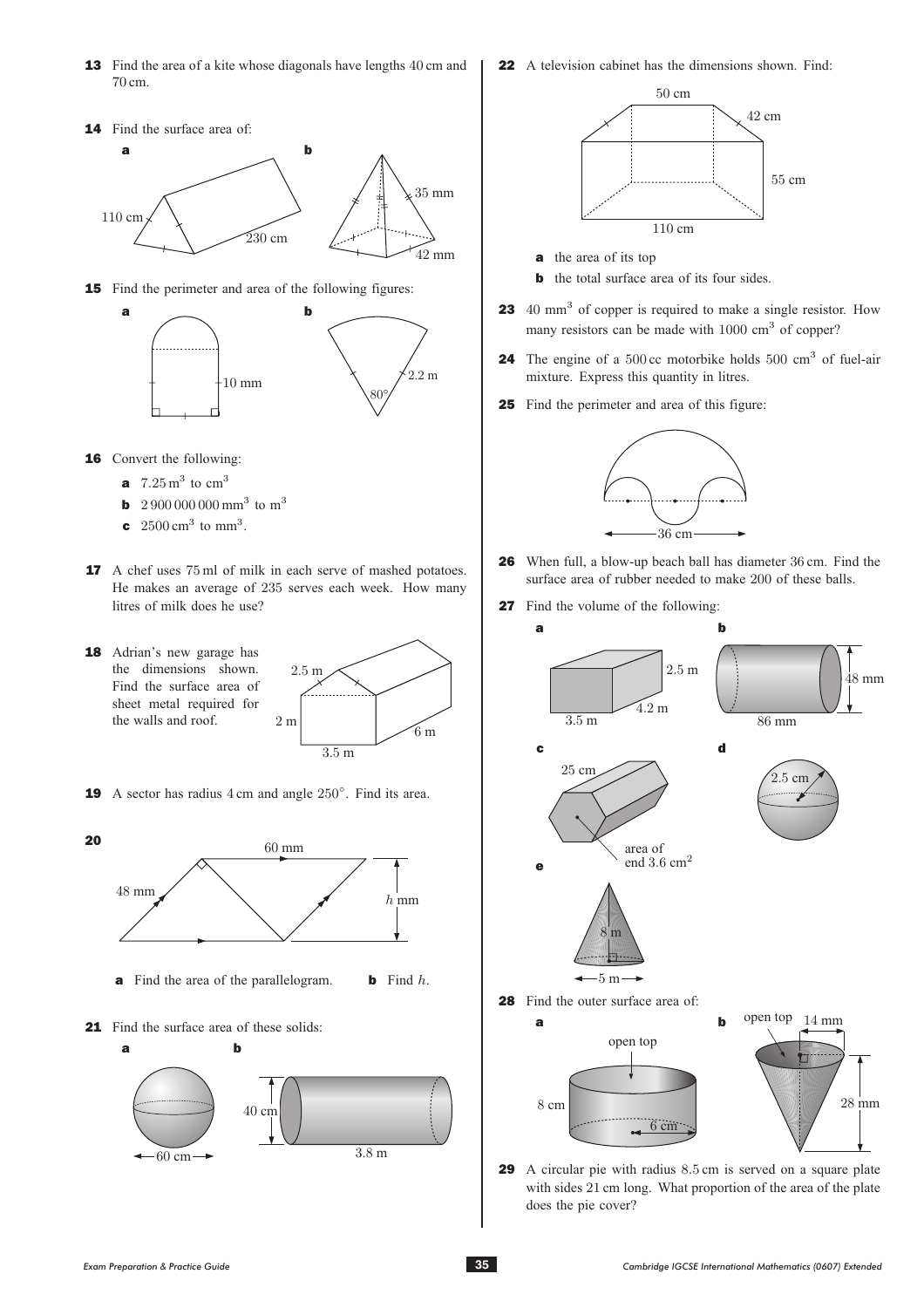**13** Find the area of a kite whose diagonals have lengths 40 cm and 70 cm.

**14** Find the surface area of:

**a** 110 cm, 230 cm

**b** 35 mm, 42 mm

**15** Find the perimeter and area of the following figures:

**a** 10 mm

**b** 2.2 m, 80°

**16** Convert the following:

**a** $7.25 \text{ m}^3$ to $\text{cm}^3$

**b** $2\,900\,000\,000 \text{ mm}^3$ to $\text{m}^3$

**c** $2500 \text{ cm}^3$ to $\text{mm}^3$.

**17** A chef uses 75 ml of milk in each serve of mashed potatoes. He makes an average of 235 serves each week. How many litres of milk does he use?

**18** Adrian's new garage has the dimensions shown. Find the surface area of sheet metal required for the walls and roof.

2.5 m, 2 m, 6 m, 3.5 m

**19** A sector has radius 4 cm and angle 250°. Find its area.

**20**

60 mm, 48 mm, $h$ mm

**a** Find the area of the parallelogram. **b** Find $h$.

**21** Find the surface area of these solids:

**a** 60 cm

**b** 40 cm, 3.8 m

**22** A television cabinet has the dimensions shown. Find:

50 cm, 42 cm, 55 cm, 110 cm

**a** the area of its top

**b** the total surface area of its four sides.

**23** $40 \text{ mm}^3$ of copper is required to make a single resistor. How many resistors can be made with $1000 \text{ cm}^3$ of copper?

**24** The engine of a 500 cc motorbike holds $500 \text{ cm}^3$ of fuel-air mixture. Express this quantity in litres.

**25** Find the perimeter and area of this figure:

36 cm

**26** When full, a blow-up beach ball has diameter 36 cm. Find the surface area of rubber needed to make 200 of these balls.

**27** Find the volume of the following:

**a** 2.5 m, 4.2 m, 3.5 m

**b** 48 mm, 86 mm

**c** 25 cm, area of end $3.6 \text{ cm}^2$

**d** 2.5 cm

**e** 8 m, 5 m

**28** Find the outer surface area of:

**a** open top, 8 cm, 6 cm

**b** open top, 14 mm, 28 mm

**29** A circular pie with radius 8.5 cm is served on a square plate with sides 21 cm long. What proportion of the area of the plate does the pie cover?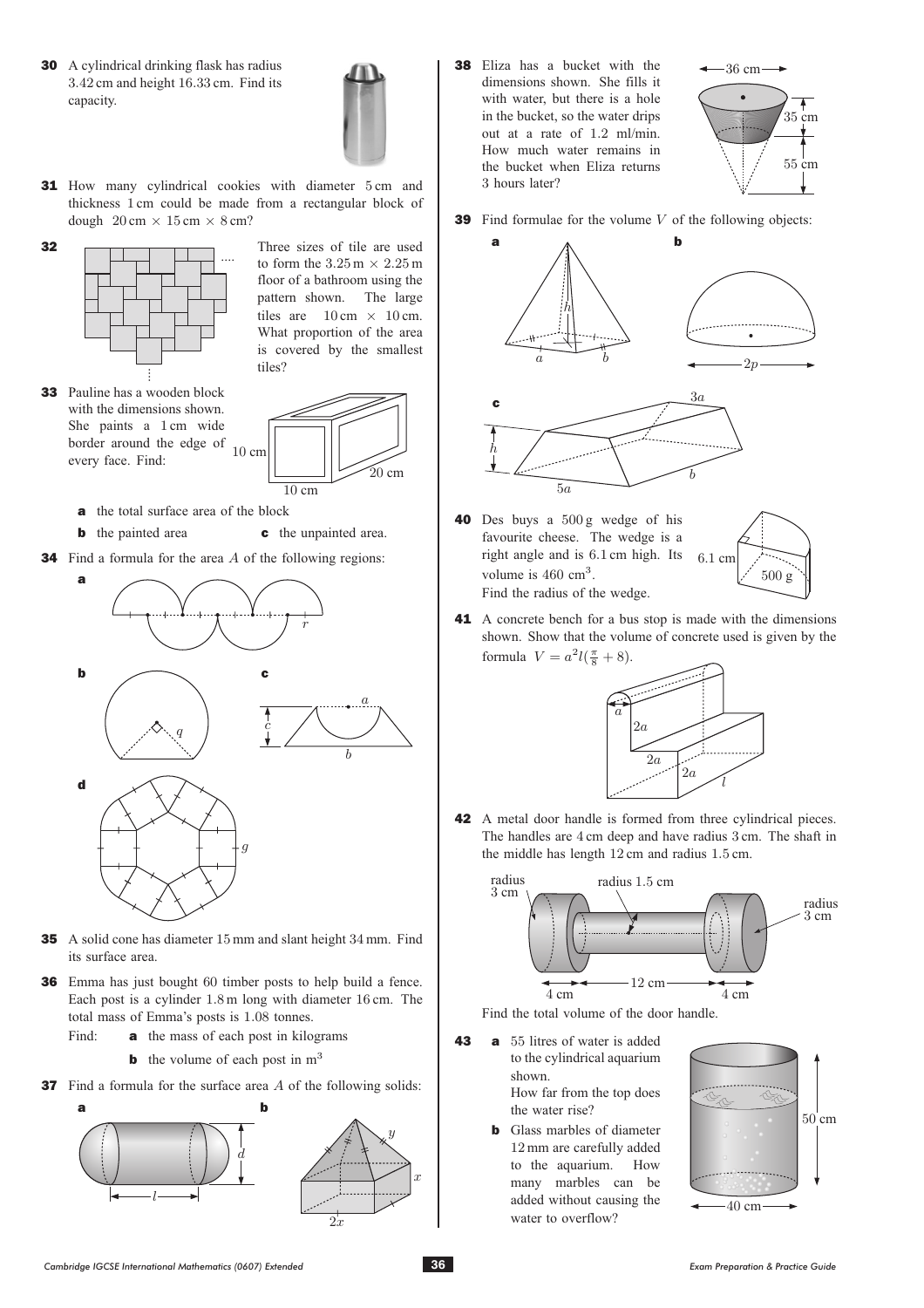**30** A cylindrical drinking flask has radius 3.42 cm and height 16.33 cm. Find its capacity.

**31** How many cylindrical cookies with diameter 5 cm and thickness 1 cm could be made from a rectangular block of dough $20 \text{ cm} \times 15 \text{ cm} \times 8 \text{ cm}$?

**32** Three sizes of tile are used to form the $3.25 \text{ m} \times 2.25 \text{ m}$ floor of a bathroom using the pattern shown. The large tiles are $10 \text{ cm} \times 10 \text{ cm}$. What proportion of the area is covered by the smallest tiles?

**33** Pauline has a wooden block with the dimensions shown. She paints a 1 cm wide border around the edge of every face. Find:

10 cm
10 cm
20 cm

- **a** the total surface area of the block
- **b** the painted area
- **c** the unpainted area.

**34** Find a formula for the area $A$ of the following regions:

**a**

$r$

**b**

$q$

**c**

$a$
$c$
$b$

**d**

$g$

**35** A solid cone has diameter 15 mm and slant height 34 mm. Find its surface area.

**36** Emma has just bought 60 timber posts to help build a fence. Each post is a cylinder 1.8 m long with diameter 16 cm. The total mass of Emma's posts is 1.08 tonnes.

Find:
- **a** the mass of each post in kilograms
- **b** the volume of each post in $\text{m}^3$

**37** Find a formula for the surface area $A$ of the following solids:

**a**

$d$
$l$

**b**

$y$
$x$
$2x$

**38** Eliza has a bucket with the dimensions shown. She fills it with water, but there is a hole in the bucket, so the water drips out at a rate of 1.2 ml/min. How much water remains in the bucket when Eliza returns 3 hours later?

36 cm
35 cm
55 cm

**39** Find formulae for the volume $V$ of the following objects:

**a**

$h$
$a$
$b$

**b**

$2p$

**c**

$3a$
$h$
$b$
$5a$

**40** Des buys a 500 g wedge of his favourite cheese. The wedge is a right angle and is 6.1 cm high. Its volume is $460 \text{ cm}^3$.
Find the radius of the wedge.

6.1 cm
500 g

**41** A concrete bench for a bus stop is made with the dimensions shown. Show that the volume of concrete used is given by the formula $V = a^2 l(\frac{\pi}{8} + 8)$.

$a$
$2a$
$2a$
$2a$
$l$

**42** A metal door handle is formed from three cylindrical pieces. The handles are 4 cm deep and have radius 3 cm. The shaft in the middle has length 12 cm and radius 1.5 cm.

radius 3 cm
radius 1.5 cm
radius 3 cm
4 cm
12 cm
4 cm

Find the total volume of the door handle.

**43**
- **a** 55 litres of water is added to the cylindrical aquarium shown.
  How far from the top does the water rise?
- **b** Glass marbles of diameter 12 mm are carefully added to the aquarium. How many marbles can be added without causing the water to overflow?

50 cm
40 cm